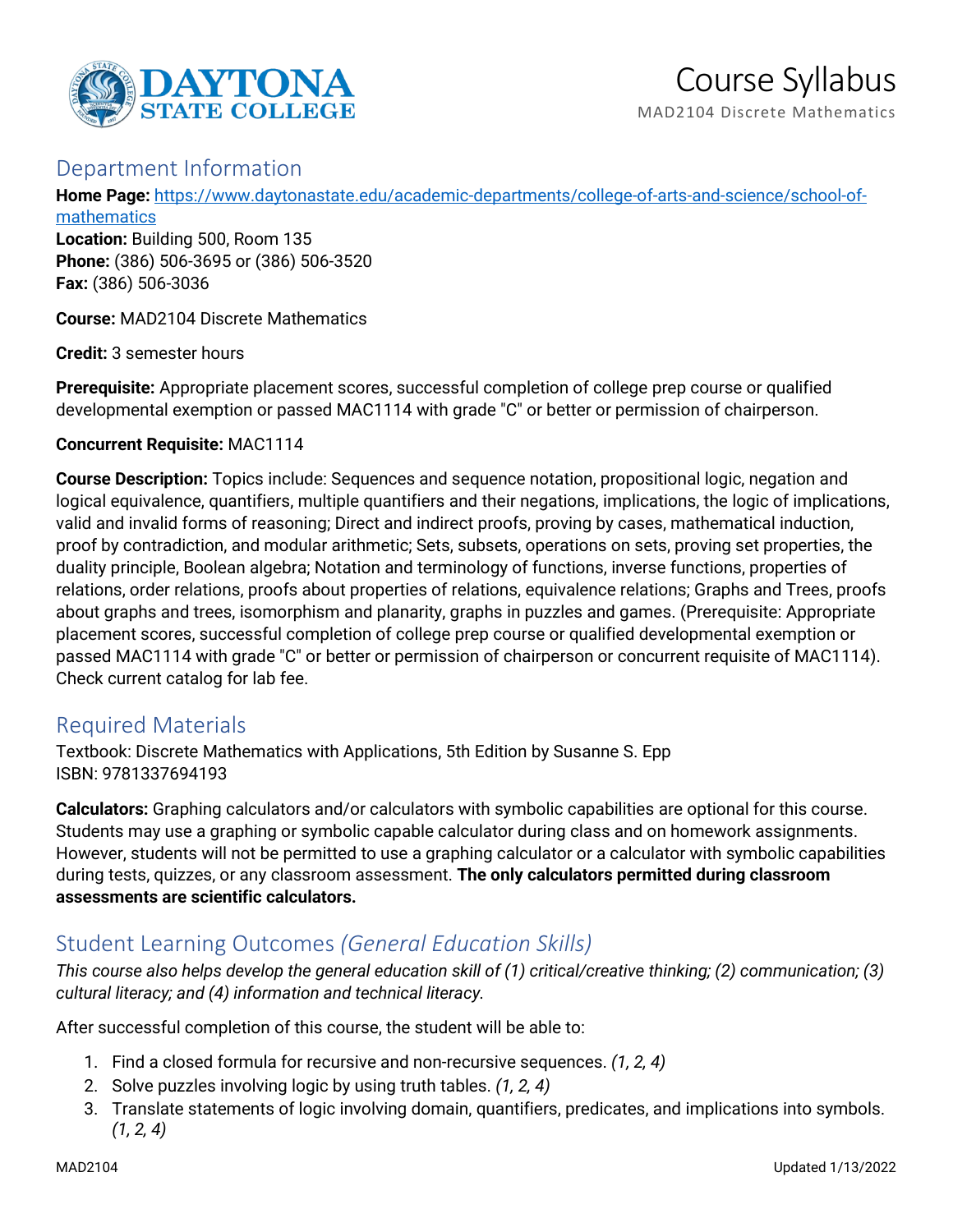# Course Syllabus

MAD2104 Discrete Mathematics

## Department Information

**Home Page:** [https://www.daytonastate.edu/academic-departments/college-of-arts-and-science/school-of-mathematics](https://www.daytonastate.edu/academic-departments/college-of-arts-and-science/school-of-mathematics)
**Location:** Building 500, Room 135
**Phone:** (386) 506-3695 or (386) 506-3520
**Fax:** (386) 506-3036

**Course:** MAD2104 Discrete Mathematics

**Credit:** 3 semester hours

**Prerequisite:** Appropriate placement scores, successful completion of college prep course or qualified developmental exemption or passed MAC1114 with grade "C" or better or permission of chairperson.

**Concurrent Requisite:** MAC1114

**Course Description:** Topics include: Sequences and sequence notation, propositional logic, negation and logical equivalence, quantifiers, multiple quantifiers and their negations, implications, the logic of implications, valid and invalid forms of reasoning; Direct and indirect proofs, proving by cases, mathematical induction, proof by contradiction, and modular arithmetic; Sets, subsets, operations on sets, proving set properties, the duality principle, Boolean algebra; Notation and terminology of functions, inverse functions, properties of relations, order relations, proofs about properties of relations, equivalence relations; Graphs and Trees, proofs about graphs and trees, isomorphism and planarity, graphs in puzzles and games. (Prerequisite: Appropriate placement scores, successful completion of college prep course or qualified developmental exemption or passed MAC1114 with grade "C" or better or permission of chairperson or concurrent requisite of MAC1114). Check current catalog for lab fee.

## Required Materials

Textbook: Discrete Mathematics with Applications, 5th Edition by Susanne S. Epp
ISBN: 9781337694193

**Calculators:** Graphing calculators and/or calculators with symbolic capabilities are optional for this course. Students may use a graphing or symbolic capable calculator during class and on homework assignments. However, students will not be permitted to use a graphing calculator or a calculator with symbolic capabilities during tests, quizzes, or any classroom assessment. **The only calculators permitted during classroom assessments are scientific calculators.**

## Student Learning Outcomes *(General Education Skills)*

*This course also helps develop the general education skill of (1) critical/creative thinking; (2) communication; (3) cultural literacy; and (4) information and technical literacy.*

After successful completion of this course, the student will be able to:

1. Find a closed formula for recursive and non-recursive sequences. *(1, 2, 4)*
2. Solve puzzles involving logic by using truth tables. *(1, 2, 4)*
3. Translate statements of logic involving domain, quantifiers, predicates, and implications into symbols. *(1, 2, 4)*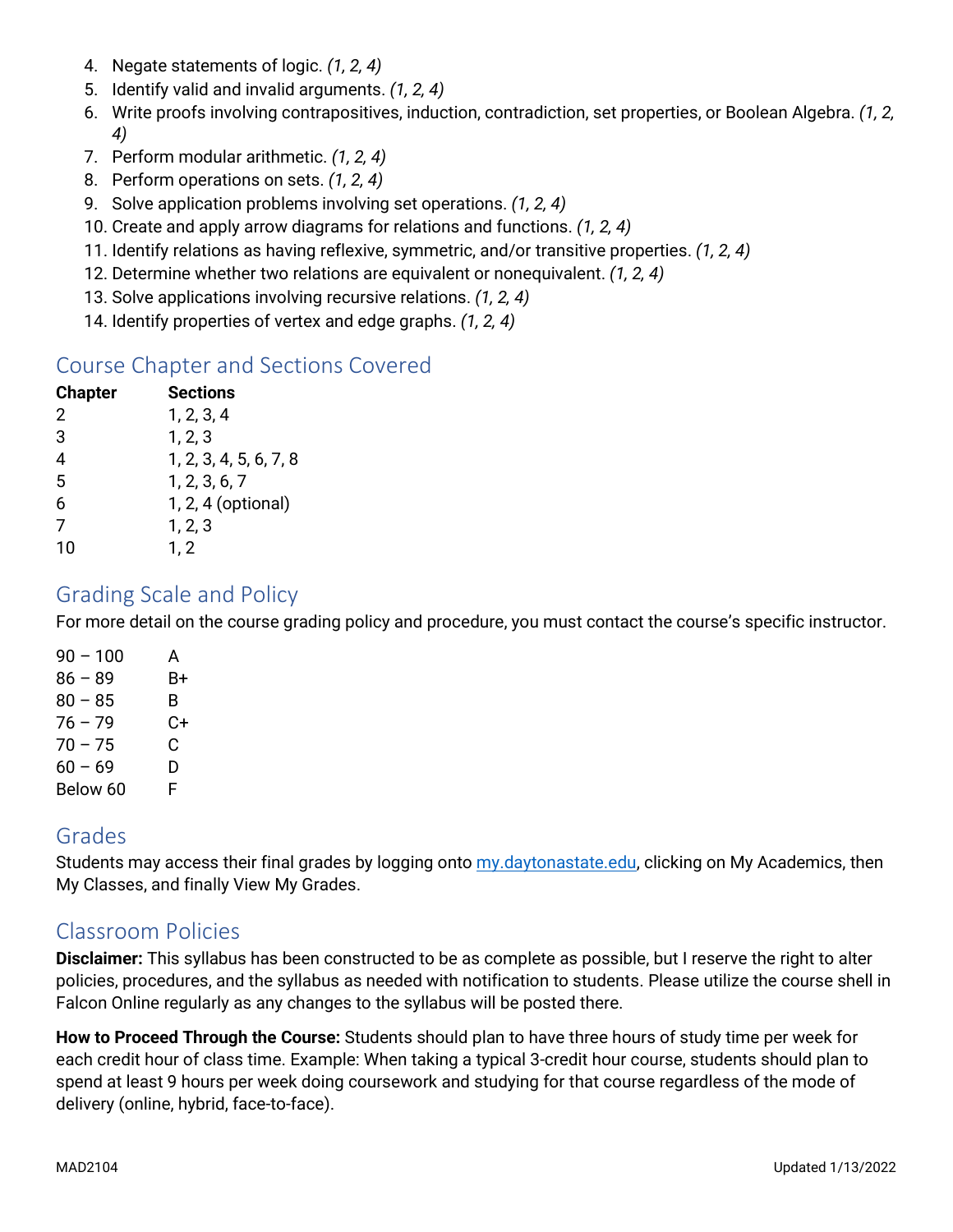4. Negate statements of logic. *(1, 2, 4)*
5. Identify valid and invalid arguments. *(1, 2, 4)*
6. Write proofs involving contrapositives, induction, contradiction, set properties, or Boolean Algebra. *(1, 2, 4)*
7. Perform modular arithmetic. *(1, 2, 4)*
8. Perform operations on sets. *(1, 2, 4)*
9. Solve application problems involving set operations. *(1, 2, 4)*
10. Create and apply arrow diagrams for relations and functions. *(1, 2, 4)*
11. Identify relations as having reflexive, symmetric, and/or transitive properties. *(1, 2, 4)*
12. Determine whether two relations are equivalent or nonequivalent. *(1, 2, 4)*
13. Solve applications involving recursive relations. *(1, 2, 4)*
14. Identify properties of vertex and edge graphs. *(1, 2, 4)*

## Course Chapter and Sections Covered

| Chapter | Sections |
|---|---|
| 2 | 1, 2, 3, 4 |
| 3 | 1, 2, 3 |
| 4 | 1, 2, 3, 4, 5, 6, 7, 8 |
| 5 | 1, 2, 3, 6, 7 |
| 6 | 1, 2, 4 (optional) |
| 7 | 1, 2, 3 |
| 10 | 1, 2 |

## Grading Scale and Policy

For more detail on the course grading policy and procedure, you must contact the course's specific instructor.

| | |
|---|---|
| 90 – 100 | A |
| 86 – 89 | B+ |
| 80 – 85 | B |
| 76 – 79 | C+ |
| 70 – 75 | C |
| 60 – 69 | D |
| Below 60 | F |

## Grades

Students may access their final grades by logging onto my.daytonastate.edu, clicking on My Academics, then My Classes, and finally View My Grades.

## Classroom Policies

**Disclaimer:** This syllabus has been constructed to be as complete as possible, but I reserve the right to alter policies, procedures, and the syllabus as needed with notification to students. Please utilize the course shell in Falcon Online regularly as any changes to the syllabus will be posted there.

**How to Proceed Through the Course:** Students should plan to have three hours of study time per week for each credit hour of class time. Example: When taking a typical 3-credit hour course, students should plan to spend at least 9 hours per week doing coursework and studying for that course regardless of the mode of delivery (online, hybrid, face-to-face).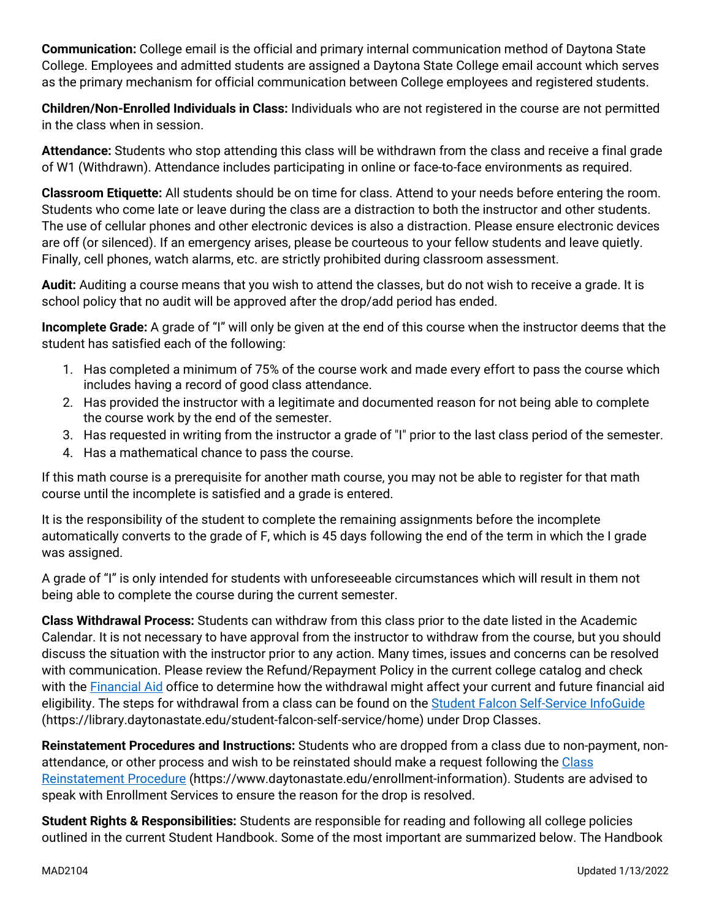**Communication:** College email is the official and primary internal communication method of Daytona State College. Employees and admitted students are assigned a Daytona State College email account which serves as the primary mechanism for official communication between College employees and registered students.

**Children/Non-Enrolled Individuals in Class:** Individuals who are not registered in the course are not permitted in the class when in session.

**Attendance:** Students who stop attending this class will be withdrawn from the class and receive a final grade of W1 (Withdrawn). Attendance includes participating in online or face-to-face environments as required.

**Classroom Etiquette:** All students should be on time for class. Attend to your needs before entering the room. Students who come late or leave during the class are a distraction to both the instructor and other students. The use of cellular phones and other electronic devices is also a distraction. Please ensure electronic devices are off (or silenced). If an emergency arises, please be courteous to your fellow students and leave quietly. Finally, cell phones, watch alarms, etc. are strictly prohibited during classroom assessment.

**Audit:** Auditing a course means that you wish to attend the classes, but do not wish to receive a grade. It is school policy that no audit will be approved after the drop/add period has ended.

**Incomplete Grade:** A grade of "I" will only be given at the end of this course when the instructor deems that the student has satisfied each of the following:

1. Has completed a minimum of 75% of the course work and made every effort to pass the course which includes having a record of good class attendance.
2. Has provided the instructor with a legitimate and documented reason for not being able to complete the course work by the end of the semester.
3. Has requested in writing from the instructor a grade of "I" prior to the last class period of the semester.
4. Has a mathematical chance to pass the course.

If this math course is a prerequisite for another math course, you may not be able to register for that math course until the incomplete is satisfied and a grade is entered.

It is the responsibility of the student to complete the remaining assignments before the incomplete automatically converts to the grade of F, which is 45 days following the end of the term in which the I grade was assigned.

A grade of "I" is only intended for students with unforeseeable circumstances which will result in them not being able to complete the course during the current semester.

**Class Withdrawal Process:** Students can withdraw from this class prior to the date listed in the Academic Calendar. It is not necessary to have approval from the instructor to withdraw from the course, but you should discuss the situation with the instructor prior to any action. Many times, issues and concerns can be resolved with communication. Please review the Refund/Repayment Policy in the current college catalog and check with the Financial Aid office to determine how the withdrawal might affect your current and future financial aid eligibility. The steps for withdrawal from a class can be found on the Student Falcon Self-Service InfoGuide (https://library.daytonastate.edu/student-falcon-self-service/home) under Drop Classes.

**Reinstatement Procedures and Instructions:** Students who are dropped from a class due to non-payment, non-attendance, or other process and wish to be reinstated should make a request following the Class Reinstatement Procedure (https://www.daytonastate.edu/enrollment-information). Students are advised to speak with Enrollment Services to ensure the reason for the drop is resolved.

**Student Rights & Responsibilities:** Students are responsible for reading and following all college policies outlined in the current Student Handbook. Some of the most important are summarized below. The Handbook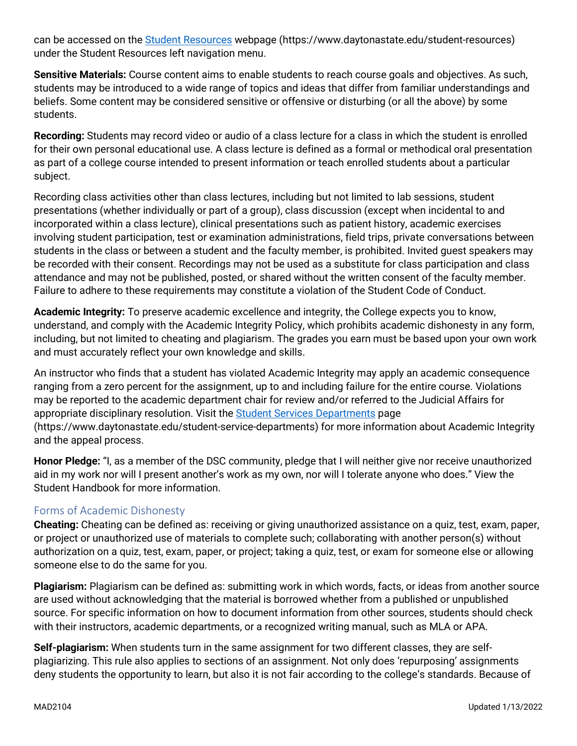can be accessed on the [Student Resources](https://www.daytonastate.edu/student-resources) webpage (https://www.daytonastate.edu/student-resources) under the Student Resources left navigation menu.

**Sensitive Materials:** Course content aims to enable students to reach course goals and objectives. As such, students may be introduced to a wide range of topics and ideas that differ from familiar understandings and beliefs. Some content may be considered sensitive or offensive or disturbing (or all the above) by some students.

**Recording:** Students may record video or audio of a class lecture for a class in which the student is enrolled for their own personal educational use. A class lecture is defined as a formal or methodical oral presentation as part of a college course intended to present information or teach enrolled students about a particular subject.

Recording class activities other than class lectures, including but not limited to lab sessions, student presentations (whether individually or part of a group), class discussion (except when incidental to and incorporated within a class lecture), clinical presentations such as patient history, academic exercises involving student participation, test or examination administrations, field trips, private conversations between students in the class or between a student and the faculty member, is prohibited. Invited guest speakers may be recorded with their consent. Recordings may not be used as a substitute for class participation and class attendance and may not be published, posted, or shared without the written consent of the faculty member. Failure to adhere to these requirements may constitute a violation of the Student Code of Conduct.

**Academic Integrity:** To preserve academic excellence and integrity, the College expects you to know, understand, and comply with the Academic Integrity Policy, which prohibits academic dishonesty in any form, including, but not limited to cheating and plagiarism. The grades you earn must be based upon your own work and must accurately reflect your own knowledge and skills.

An instructor who finds that a student has violated Academic Integrity may apply an academic consequence ranging from a zero percent for the assignment, up to and including failure for the entire course. Violations may be reported to the academic department chair for review and/or referred to the Judicial Affairs for appropriate disciplinary resolution. Visit the [Student Services Departments](https://www.daytonastate.edu/student-service-departments) page (https://www.daytonastate.edu/student-service-departments) for more information about Academic Integrity and the appeal process.

**Honor Pledge:** "I, as a member of the DSC community, pledge that I will neither give nor receive unauthorized aid in my work nor will I present another's work as my own, nor will I tolerate anyone who does." View the Student Handbook for more information.

## Forms of Academic Dishonesty

**Cheating:** Cheating can be defined as: receiving or giving unauthorized assistance on a quiz, test, exam, paper, or project or unauthorized use of materials to complete such; collaborating with another person(s) without authorization on a quiz, test, exam, paper, or project; taking a quiz, test, or exam for someone else or allowing someone else to do the same for you.

**Plagiarism:** Plagiarism can be defined as: submitting work in which words, facts, or ideas from another source are used without acknowledging that the material is borrowed whether from a published or unpublished source. For specific information on how to document information from other sources, students should check with their instructors, academic departments, or a recognized writing manual, such as MLA or APA.

**Self-plagiarism:** When students turn in the same assignment for two different classes, they are self-plagiarizing. This rule also applies to sections of an assignment. Not only does 'repurposing' assignments deny students the opportunity to learn, but also it is not fair according to the college's standards. Because of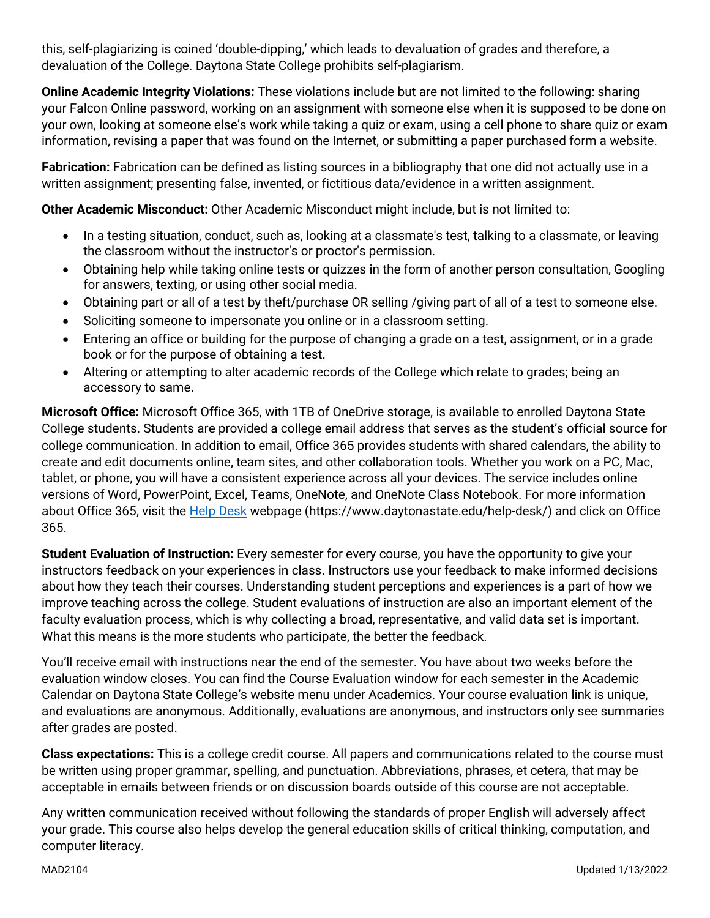this, self-plagiarizing is coined 'double-dipping,' which leads to devaluation of grades and therefore, a devaluation of the College. Daytona State College prohibits self-plagiarism.

**Online Academic Integrity Violations:** These violations include but are not limited to the following: sharing your Falcon Online password, working on an assignment with someone else when it is supposed to be done on your own, looking at someone else's work while taking a quiz or exam, using a cell phone to share quiz or exam information, revising a paper that was found on the Internet, or submitting a paper purchased form a website.

**Fabrication:** Fabrication can be defined as listing sources in a bibliography that one did not actually use in a written assignment; presenting false, invented, or fictitious data/evidence in a written assignment.

**Other Academic Misconduct:** Other Academic Misconduct might include, but is not limited to:

- In a testing situation, conduct, such as, looking at a classmate's test, talking to a classmate, or leaving the classroom without the instructor's or proctor's permission.
- Obtaining help while taking online tests or quizzes in the form of another person consultation, Googling for answers, texting, or using other social media.
- Obtaining part or all of a test by theft/purchase OR selling /giving part of all of a test to someone else.
- Soliciting someone to impersonate you online or in a classroom setting.
- Entering an office or building for the purpose of changing a grade on a test, assignment, or in a grade book or for the purpose of obtaining a test.
- Altering or attempting to alter academic records of the College which relate to grades; being an accessory to same.

**Microsoft Office:** Microsoft Office 365, with 1TB of OneDrive storage, is available to enrolled Daytona State College students. Students are provided a college email address that serves as the student's official source for college communication. In addition to email, Office 365 provides students with shared calendars, the ability to create and edit documents online, team sites, and other collaboration tools. Whether you work on a PC, Mac, tablet, or phone, you will have a consistent experience across all your devices. The service includes online versions of Word, PowerPoint, Excel, Teams, OneNote, and OneNote Class Notebook. For more information about Office 365, visit the [Help Desk](https://www.daytonastate.edu/help-desk/) webpage (https://www.daytonastate.edu/help-desk/) and click on Office 365.

**Student Evaluation of Instruction:** Every semester for every course, you have the opportunity to give your instructors feedback on your experiences in class. Instructors use your feedback to make informed decisions about how they teach their courses. Understanding student perceptions and experiences is a part of how we improve teaching across the college. Student evaluations of instruction are also an important element of the faculty evaluation process, which is why collecting a broad, representative, and valid data set is important. What this means is the more students who participate, the better the feedback.

You'll receive email with instructions near the end of the semester. You have about two weeks before the evaluation window closes. You can find the Course Evaluation window for each semester in the Academic Calendar on Daytona State College's website menu under Academics. Your course evaluation link is unique, and evaluations are anonymous. Additionally, evaluations are anonymous, and instructors only see summaries after grades are posted.

**Class expectations:** This is a college credit course. All papers and communications related to the course must be written using proper grammar, spelling, and punctuation. Abbreviations, phrases, et cetera, that may be acceptable in emails between friends or on discussion boards outside of this course are not acceptable.

Any written communication received without following the standards of proper English will adversely affect your grade. This course also helps develop the general education skills of critical thinking, computation, and computer literacy.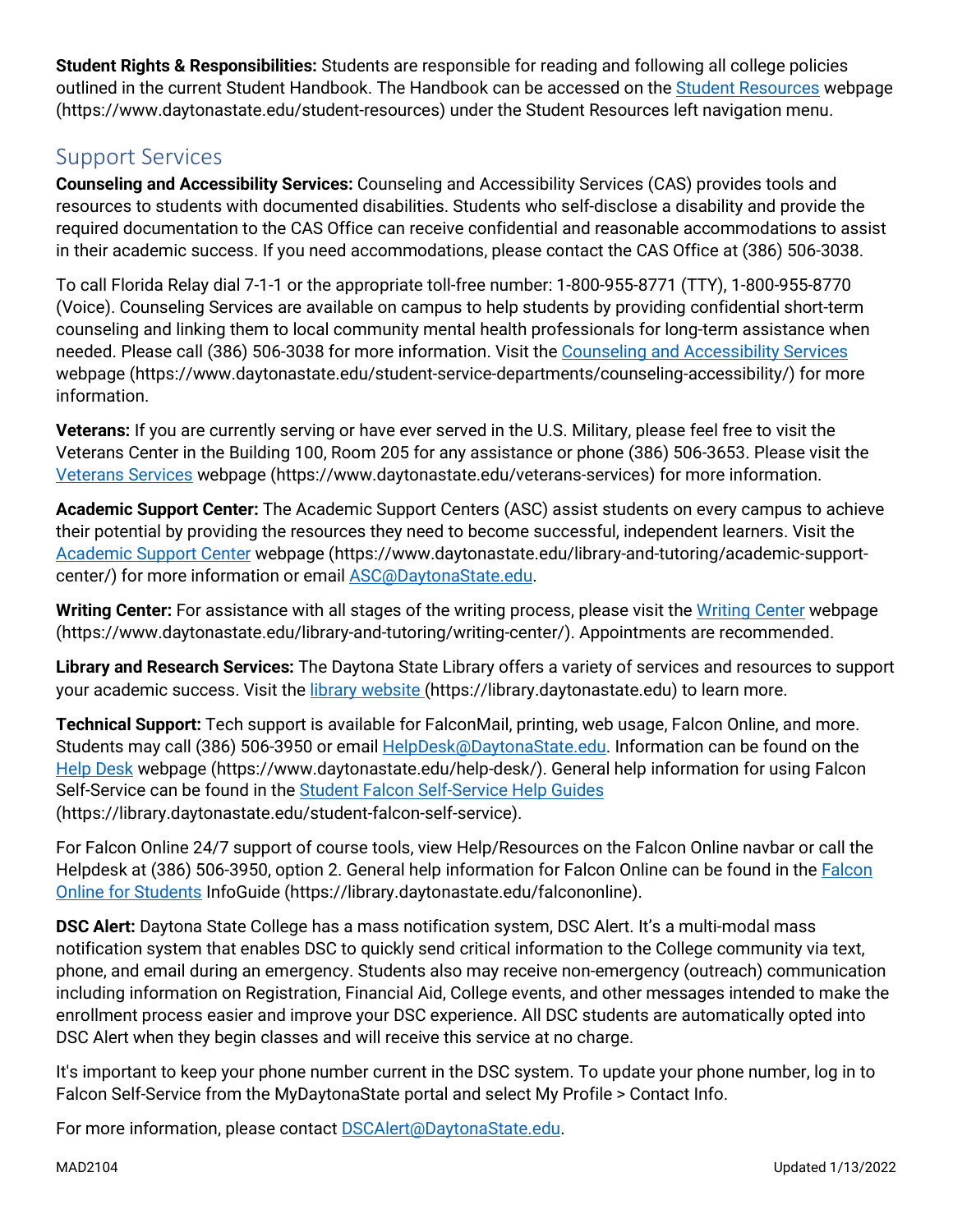**Student Rights & Responsibilities:** Students are responsible for reading and following all college policies outlined in the current Student Handbook. The Handbook can be accessed on the Student Resources webpage (https://www.daytonastate.edu/student-resources) under the Student Resources left navigation menu.

## Support Services

**Counseling and Accessibility Services:** Counseling and Accessibility Services (CAS) provides tools and resources to students with documented disabilities. Students who self-disclose a disability and provide the required documentation to the CAS Office can receive confidential and reasonable accommodations to assist in their academic success. If you need accommodations, please contact the CAS Office at (386) 506-3038.

To call Florida Relay dial 7-1-1 or the appropriate toll-free number: 1-800-955-8771 (TTY), 1-800-955-8770 (Voice). Counseling Services are available on campus to help students by providing confidential short-term counseling and linking them to local community mental health professionals for long-term assistance when needed. Please call (386) 506-3038 for more information. Visit the Counseling and Accessibility Services webpage (https://www.daytonastate.edu/student-service-departments/counseling-accessibility/) for more information.

**Veterans:** If you are currently serving or have ever served in the U.S. Military, please feel free to visit the Veterans Center in the Building 100, Room 205 for any assistance or phone (386) 506-3653. Please visit the Veterans Services webpage (https://www.daytonastate.edu/veterans-services) for more information.

**Academic Support Center:** The Academic Support Centers (ASC) assist students on every campus to achieve their potential by providing the resources they need to become successful, independent learners. Visit the Academic Support Center webpage (https://www.daytonastate.edu/library-and-tutoring/academic-support-center/) for more information or email ASC@DaytonaState.edu.

**Writing Center:** For assistance with all stages of the writing process, please visit the Writing Center webpage (https://www.daytonastate.edu/library-and-tutoring/writing-center/). Appointments are recommended.

**Library and Research Services:** The Daytona State Library offers a variety of services and resources to support your academic success. Visit the library website (https://library.daytonastate.edu) to learn more.

**Technical Support:** Tech support is available for FalconMail, printing, web usage, Falcon Online, and more. Students may call (386) 506-3950 or email HelpDesk@DaytonaState.edu. Information can be found on the Help Desk webpage (https://www.daytonastate.edu/help-desk/). General help information for using Falcon Self-Service can be found in the Student Falcon Self-Service Help Guides (https://library.daytonastate.edu/student-falcon-self-service).

For Falcon Online 24/7 support of course tools, view Help/Resources on the Falcon Online navbar or call the Helpdesk at (386) 506-3950, option 2. General help information for Falcon Online can be found in the Falcon Online for Students InfoGuide (https://library.daytonastate.edu/falcononline).

**DSC Alert:** Daytona State College has a mass notification system, DSC Alert. It's a multi-modal mass notification system that enables DSC to quickly send critical information to the College community via text, phone, and email during an emergency. Students also may receive non-emergency (outreach) communication including information on Registration, Financial Aid, College events, and other messages intended to make the enrollment process easier and improve your DSC experience. All DSC students are automatically opted into DSC Alert when they begin classes and will receive this service at no charge.

It's important to keep your phone number current in the DSC system. To update your phone number, log in to Falcon Self-Service from the MyDaytonaState portal and select My Profile > Contact Info.

For more information, please contact DSCAlert@DaytonaState.edu.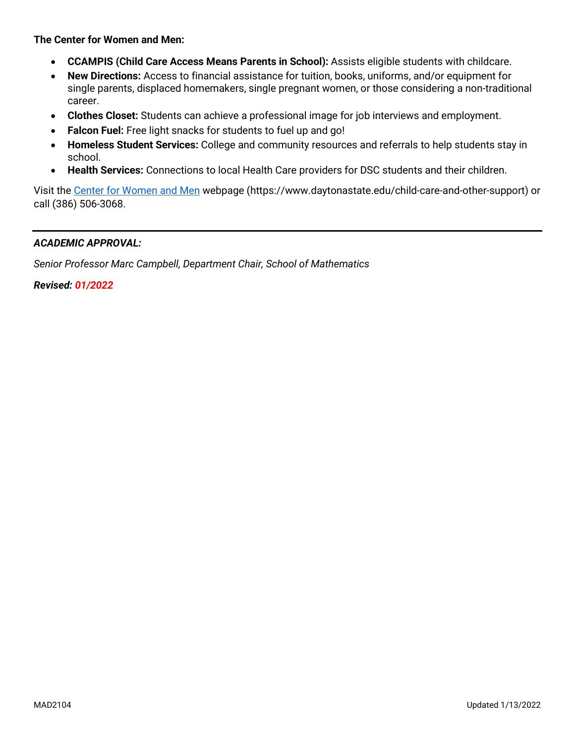**The Center for Women and Men:**

- **CCAMPIS (Child Care Access Means Parents in School):** Assists eligible students with childcare.
- **New Directions:** Access to financial assistance for tuition, books, uniforms, and/or equipment for single parents, displaced homemakers, single pregnant women, or those considering a non-traditional career.
- **Clothes Closet:** Students can achieve a professional image for job interviews and employment.
- **Falcon Fuel:** Free light snacks for students to fuel up and go!
- **Homeless Student Services:** College and community resources and referrals to help students stay in school.
- **Health Services:** Connections to local Health Care providers for DSC students and their children.

Visit the [Center for Women and Men](https://www.daytonastate.edu/child-care-and-other-support) webpage (https://www.daytonastate.edu/child-care-and-other-support) or call (386) 506-3068.

---

***ACADEMIC APPROVAL:***

*Senior Professor Marc Campbell, Department Chair, School of Mathematics*

***Revised: 01/2022***